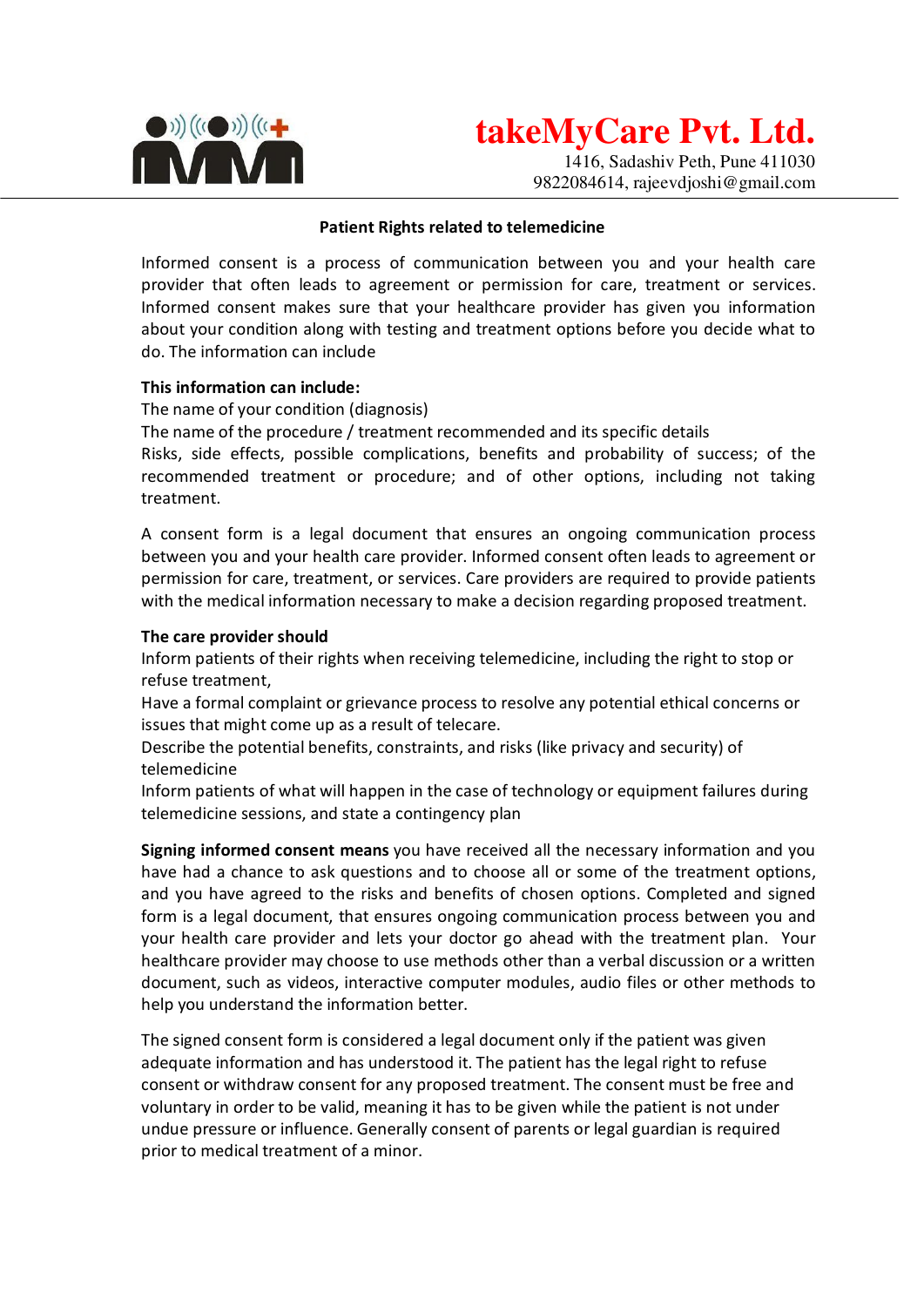# takeMyCare Pvt. Ltd.

1416, Sadashiv Peth, Pune 411030
9822084614, rajeevdjoshi@gmail.com

## Patient Rights related to telemedicine

Informed consent is a process of communication between you and your health care provider that often leads to agreement or permission for care, treatment or services. Informed consent makes sure that your healthcare provider has given you information about your condition along with testing and treatment options before you decide what to do. The information can include

**This information can include:**

The name of your condition (diagnosis)
The name of the procedure / treatment recommended and its specific details
Risks, side effects, possible complications, benefits and probability of success; of the recommended treatment or procedure; and of other options, including not taking treatment.

A consent form is a legal document that ensures an ongoing communication process between you and your health care provider. Informed consent often leads to agreement or permission for care, treatment, or services. Care providers are required to provide patients with the medical information necessary to make a decision regarding proposed treatment.

**The care provider should**

Inform patients of their rights when receiving telemedicine, including the right to stop or refuse treatment,
Have a formal complaint or grievance process to resolve any potential ethical concerns or issues that might come up as a result of telecare.
Describe the potential benefits, constraints, and risks (like privacy and security) of telemedicine
Inform patients of what will happen in the case of technology or equipment failures during telemedicine sessions, and state a contingency plan

**Signing informed consent means** you have received all the necessary information and you have had a chance to ask questions and to choose all or some of the treatment options, and you have agreed to the risks and benefits of chosen options. Completed and signed form is a legal document, that ensures ongoing communication process between you and your health care provider and lets your doctor go ahead with the treatment plan. Your healthcare provider may choose to use methods other than a verbal discussion or a written document, such as videos, interactive computer modules, audio files or other methods to help you understand the information better.

The signed consent form is considered a legal document only if the patient was given adequate information and has understood it. The patient has the legal right to refuse consent or withdraw consent for any proposed treatment. The consent must be free and voluntary in order to be valid, meaning it has to be given while the patient is not under undue pressure or influence. Generally consent of parents or legal guardian is required prior to medical treatment of a minor.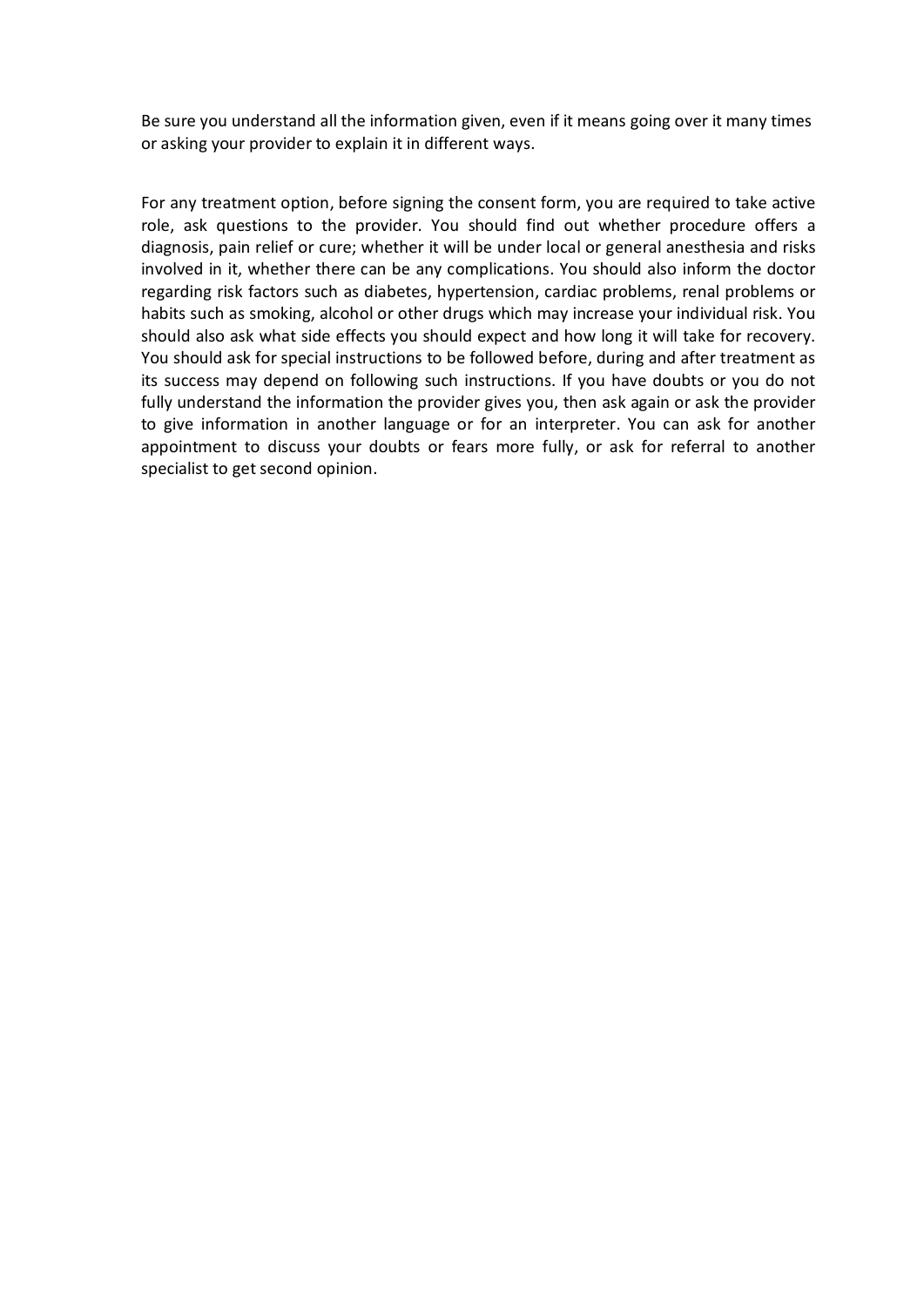Be sure you understand all the information given, even if it means going over it many times or asking your provider to explain it in different ways.

For any treatment option, before signing the consent form, you are required to take active role, ask questions to the provider. You should find out whether procedure offers a diagnosis, pain relief or cure; whether it will be under local or general anesthesia and risks involved in it, whether there can be any complications. You should also inform the doctor regarding risk factors such as diabetes, hypertension, cardiac problems, renal problems or habits such as smoking, alcohol or other drugs which may increase your individual risk. You should also ask what side effects you should expect and how long it will take for recovery. You should ask for special instructions to be followed before, during and after treatment as its success may depend on following such instructions. If you have doubts or you do not fully understand the information the provider gives you, then ask again or ask the provider to give information in another language or for an interpreter. You can ask for another appointment to discuss your doubts or fears more fully, or ask for referral to another specialist to get second opinion.